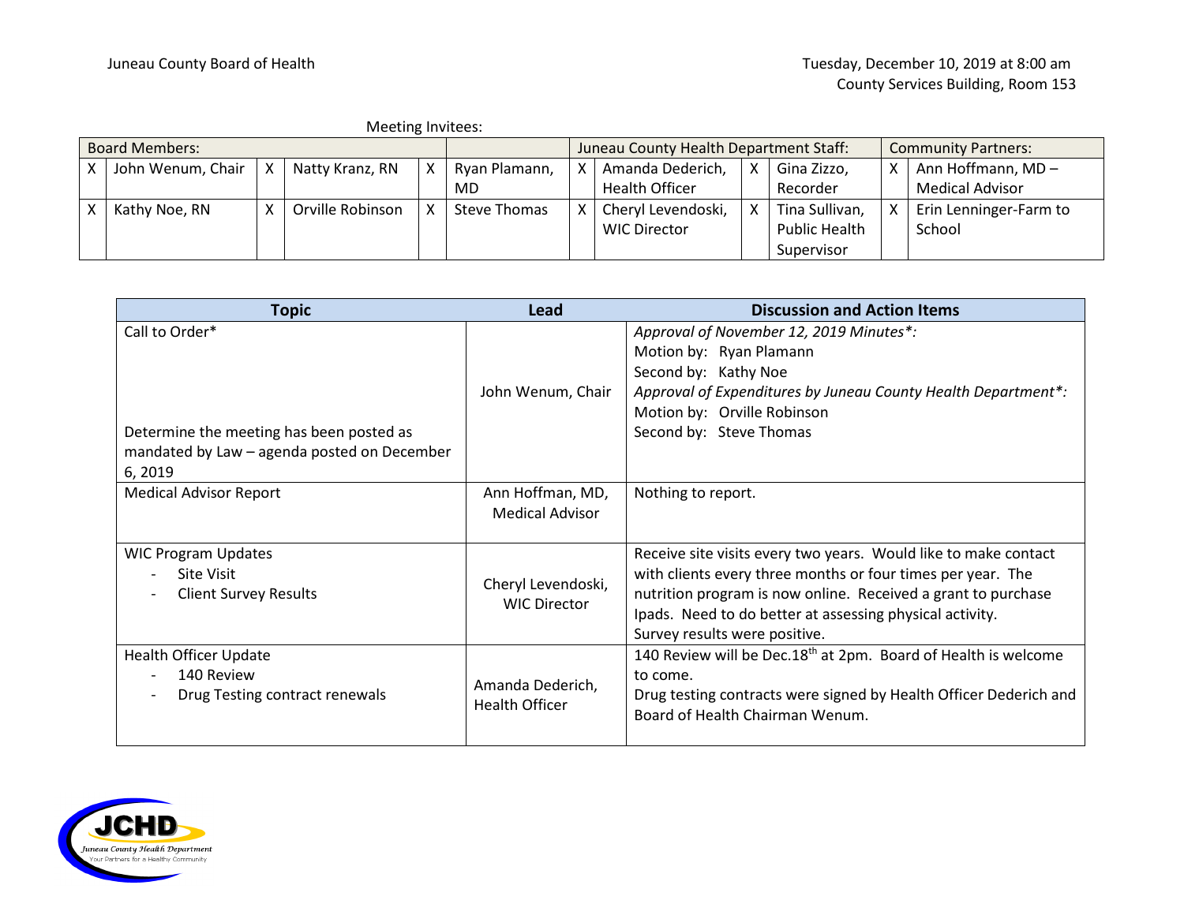Juneau County Board of Health

Tuesday, December 10, 2019 at 8:00 am
County Services Building, Room 153

Meeting Invitees:

| Board Members: | | | | | | Juneau County Health Department Staff: | | | | Community Partners: | |
|---|---|---|---|---|---|---|---|---|---|---|---|
| X | John Wenum, Chair | X | Natty Kranz, RN | X | Ryan Plamann, MD | X | Amanda Dederich, Health Officer | X | Gina Zizzo, Recorder | X | Ann Hoffmann, MD – Medical Advisor |
| X | Kathy Noe, RN | X | Orville Robinson | X | Steve Thomas | X | Cheryl Levendoski, WIC Director | X | Tina Sullivan, Public Health Supervisor | X | Erin Lenninger-Farm to School |

| Topic | Lead | Discussion and Action Items |
|---|---|---|
| Call to Order*<br><br>Determine the meeting has been posted as mandated by Law – agenda posted on December 6, 2019 | John Wenum, Chair | *Approval of November 12, 2019 Minutes*:*<br>Motion by: Ryan Plamann<br>Second by: Kathy Noe<br>*Approval of Expenditures by Juneau County Health Department*:*<br>Motion by: Orville Robinson<br>Second by: Steve Thomas |
| Medical Advisor Report | Ann Hoffman, MD, Medical Advisor | Nothing to report. |
| WIC Program Updates<br>- Site Visit<br>- Client Survey Results | Cheryl Levendoski, WIC Director | Receive site visits every two years. Would like to make contact with clients every three months or four times per year. The nutrition program is now online. Received a grant to purchase Ipads. Need to do better at assessing physical activity.<br>Survey results were positive. |
| Health Officer Update<br>- 140 Review<br>- Drug Testing contract renewals | Amanda Dederich, Health Officer | 140 Review will be Dec.18th at 2pm. Board of Health is welcome to come.<br>Drug testing contracts were signed by Health Officer Dederich and Board of Health Chairman Wenum. |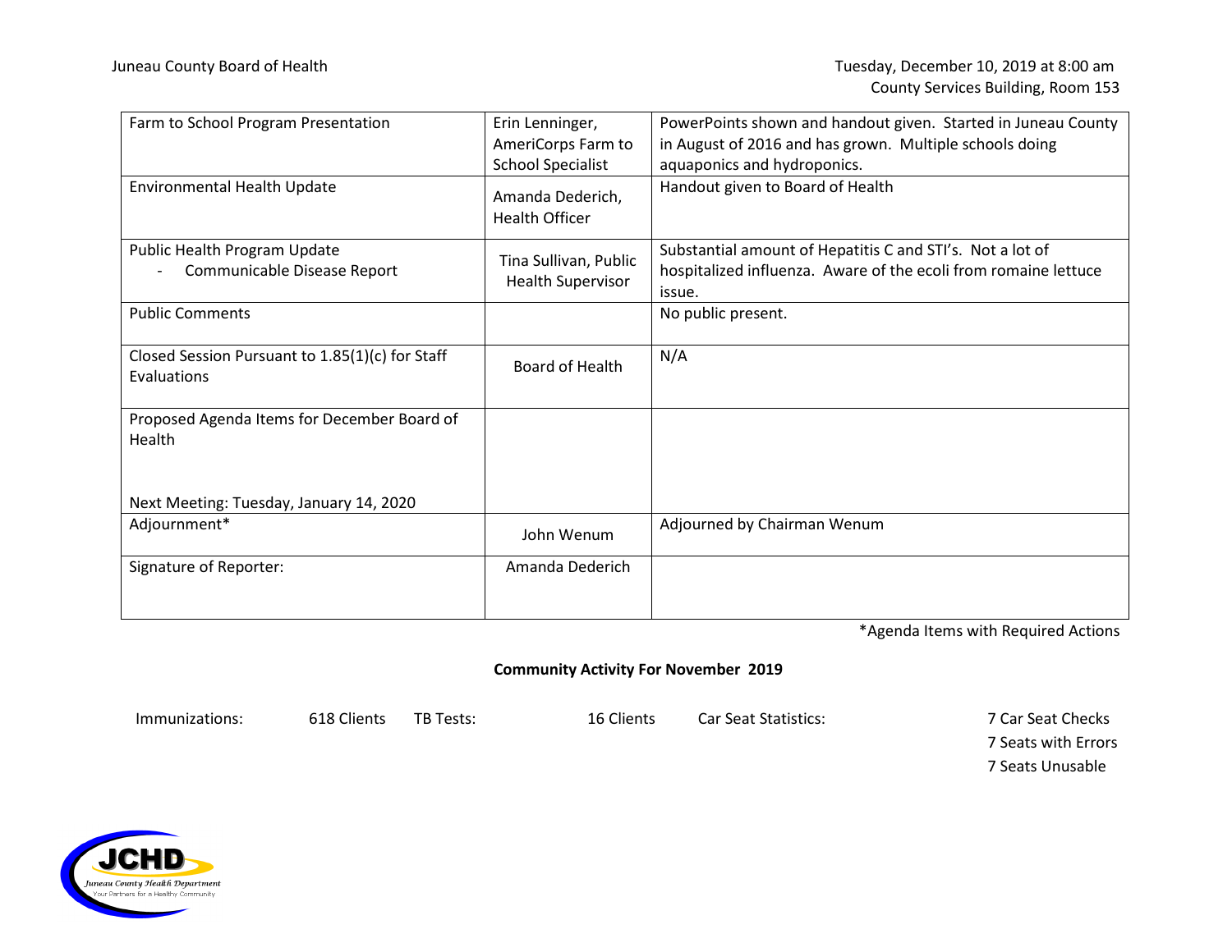Juneau County Board of Health

Tuesday, December 10, 2019 at 8:00 am
County Services Building, Room 153

| | | |
|---|---|---|
| Farm to School Program Presentation | Erin Lenninger, AmeriCorps Farm to School Specialist | PowerPoints shown and handout given. Started in Juneau County in August of 2016 and has grown. Multiple schools doing aquaponics and hydroponics. |
| Environmental Health Update | Amanda Dederich, Health Officer | Handout given to Board of Health |
| Public Health Program Update<br>- Communicable Disease Report | Tina Sullivan, Public Health Supervisor | Substantial amount of Hepatitis C and STI's. Not a lot of hospitalized influenza. Aware of the ecoli from romaine lettuce issue. |
| Public Comments | | No public present. |
| Closed Session Pursuant to 1.85(1)(c) for Staff Evaluations | Board of Health | N/A |
| Proposed Agenda Items for December Board of Health<br><br>Next Meeting: Tuesday, January 14, 2020 | | |
| Adjournment* | John Wenum | Adjourned by Chairman Wenum |
| Signature of Reporter: | Amanda Dederich | |

*Agenda Items with Required Actions

**Community Activity For November 2019**

| | | | | | |
|---|---|---|---|---|---|
| Immunizations: | 618 Clients | TB Tests: | 16 Clients | Car Seat Statistics: | 7 Car Seat Checks<br>7 Seats with Errors<br>7 Seats Unusable |

JCHD
Juneau County Health Department
Your Partners for a Healthy Community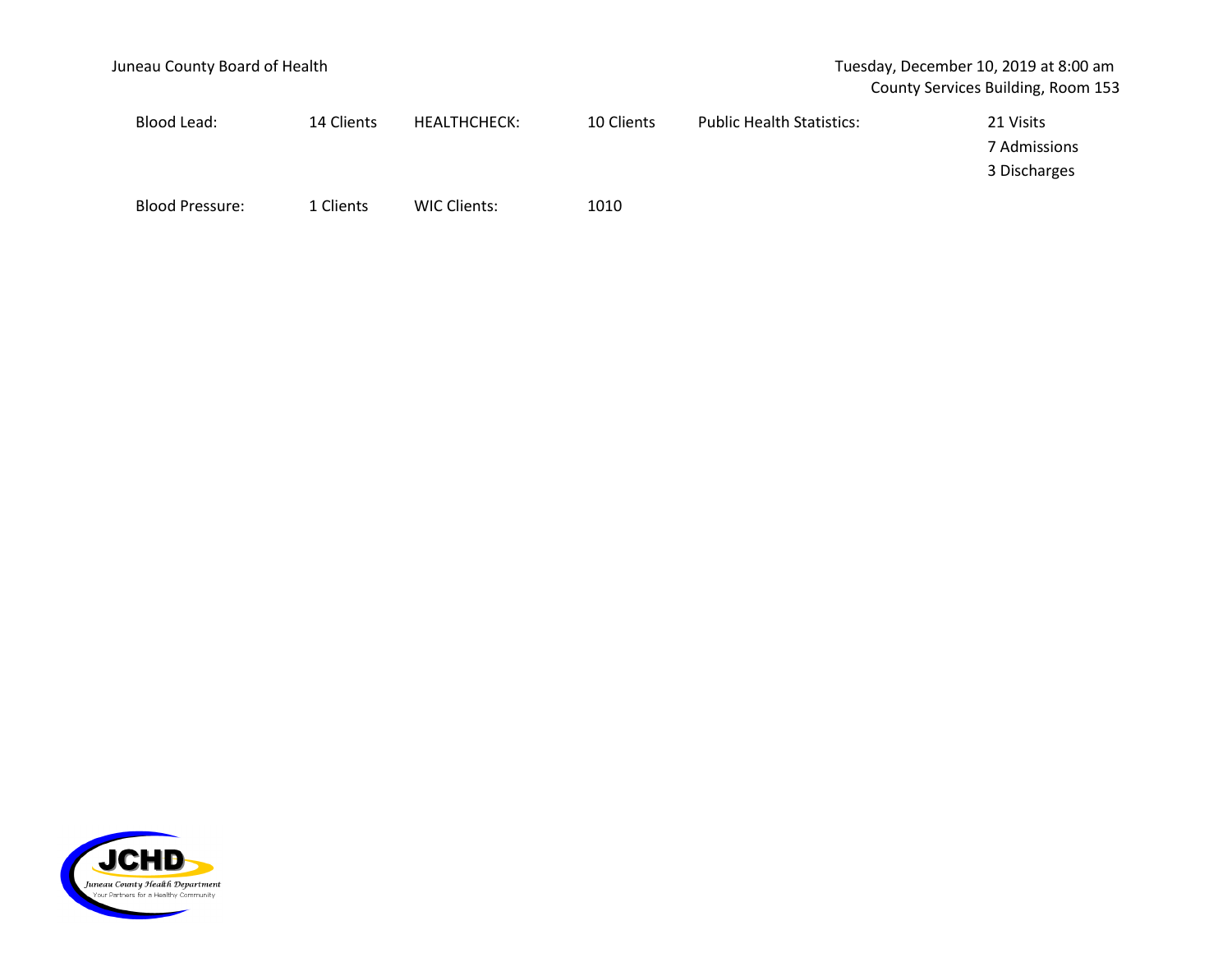| | | | | | |
|---|---|---|---|---|---|
| Blood Lead: | 14 Clients | HEALTHCHECK: | 10 Clients | Public Health Statistics: | 21 Visits<br>7 Admissions<br>3 Discharges |
| Blood Pressure: | 1 Clients | WIC Clients: | 1010 | | |